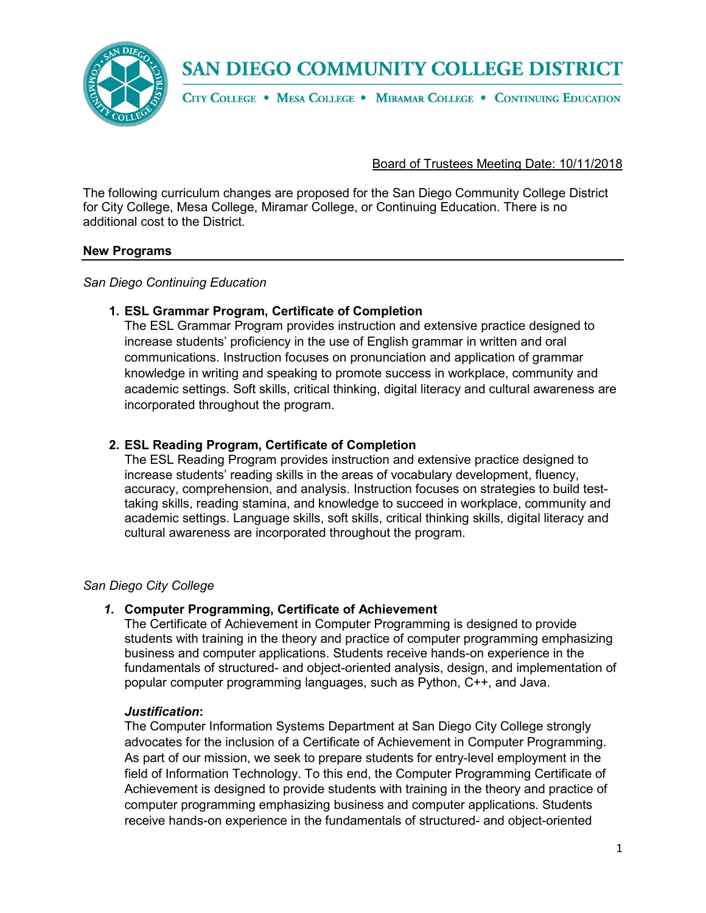# SAN DIEGO COMMUNITY COLLEGE DISTRICT

CITY COLLEGE • MESA COLLEGE • MIRAMAR COLLEGE • CONTINUING EDUCATION

Board of Trustees Meeting Date: 10/11/2018

The following curriculum changes are proposed for the San Diego Community College District for City College, Mesa College, Miramar College, or Continuing Education. There is no additional cost to the District.

## New Programs

*San Diego Continuing Education*

1. **ESL Grammar Program, Certificate of Completion**
   The ESL Grammar Program provides instruction and extensive practice designed to increase students' proficiency in the use of English grammar in written and oral communications. Instruction focuses on pronunciation and application of grammar knowledge in writing and speaking to promote success in workplace, community and academic settings. Soft skills, critical thinking, digital literacy and cultural awareness are incorporated throughout the program.

2. **ESL Reading Program, Certificate of Completion**
   The ESL Reading Program provides instruction and extensive practice designed to increase students' reading skills in the areas of vocabulary development, fluency, accuracy, comprehension, and analysis. Instruction focuses on strategies to build test-taking skills, reading stamina, and knowledge to succeed in workplace, community and academic settings. Language skills, soft skills, critical thinking skills, digital literacy and cultural awareness are incorporated throughout the program.

*San Diego City College*

1. **Computer Programming, Certificate of Achievement**
   The Certificate of Achievement in Computer Programming is designed to provide students with training in the theory and practice of computer programming emphasizing business and computer applications. Students receive hands-on experience in the fundamentals of structured- and object-oriented analysis, design, and implementation of popular computer programming languages, such as Python, C++, and Java.

   ***Justification*:**
   The Computer Information Systems Department at San Diego City College strongly advocates for the inclusion of a Certificate of Achievement in Computer Programming. As part of our mission, we seek to prepare students for entry-level employment in the field of Information Technology. To this end, the Computer Programming Certificate of Achievement is designed to provide students with training in the theory and practice of computer programming emphasizing business and computer applications. Students receive hands-on experience in the fundamentals of structured- and object-oriented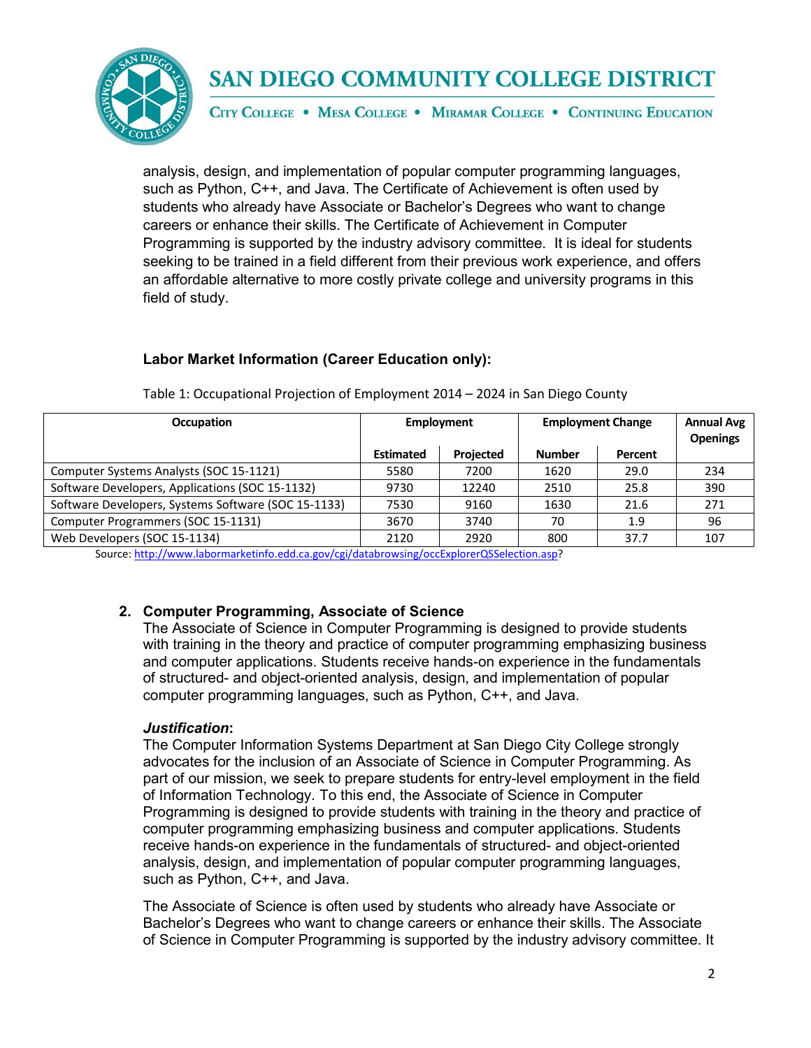analysis, design, and implementation of popular computer programming languages, such as Python, C++, and Java. The Certificate of Achievement is often used by students who already have Associate or Bachelor's Degrees who want to change careers or enhance their skills. The Certificate of Achievement in Computer Programming is supported by the industry advisory committee. It is ideal for students seeking to be trained in a field different from their previous work experience, and offers an affordable alternative to more costly private college and university programs in this field of study.

**Labor Market Information (Career Education only):**

Table 1: Occupational Projection of Employment 2014 – 2024 in San Diego County

| Occupation | Employment | | Employment Change | | Annual Avg Openings |
|---|---|---|---|---|---|
| | Estimated | Projected | Number | Percent | |
| Computer Systems Analysts (SOC 15-1121) | 5580 | 7200 | 1620 | 29.0 | 234 |
| Software Developers, Applications (SOC 15-1132) | 9730 | 12240 | 2510 | 25.8 | 390 |
| Software Developers, Systems Software (SOC 15-1133) | 7530 | 9160 | 1630 | 21.6 | 271 |
| Computer Programmers (SOC 15-1131) | 3670 | 3740 | 70 | 1.9 | 96 |
| Web Developers (SOC 15-1134) | 2120 | 2920 | 800 | 37.7 | 107 |

Source: http://www.labormarketinfo.edd.ca.gov/cgi/databrowsing/occExplorerQSSelection.asp?

2. **Computer Programming, Associate of Science**

The Associate of Science in Computer Programming is designed to provide students with training in the theory and practice of computer programming emphasizing business and computer applications. Students receive hands-on experience in the fundamentals of structured- and object-oriented analysis, design, and implementation of popular computer programming languages, such as Python, C++, and Java.

***Justification*:**

The Computer Information Systems Department at San Diego City College strongly advocates for the inclusion of an Associate of Science in Computer Programming. As part of our mission, we seek to prepare students for entry-level employment in the field of Information Technology. To this end, the Associate of Science in Computer Programming is designed to provide students with training in the theory and practice of computer programming emphasizing business and computer applications. Students receive hands-on experience in the fundamentals of structured- and object-oriented analysis, design, and implementation of popular computer programming languages, such as Python, C++, and Java.

The Associate of Science is often used by students who already have Associate or Bachelor's Degrees who want to change careers or enhance their skills. The Associate of Science in Computer Programming is supported by the industry advisory committee. It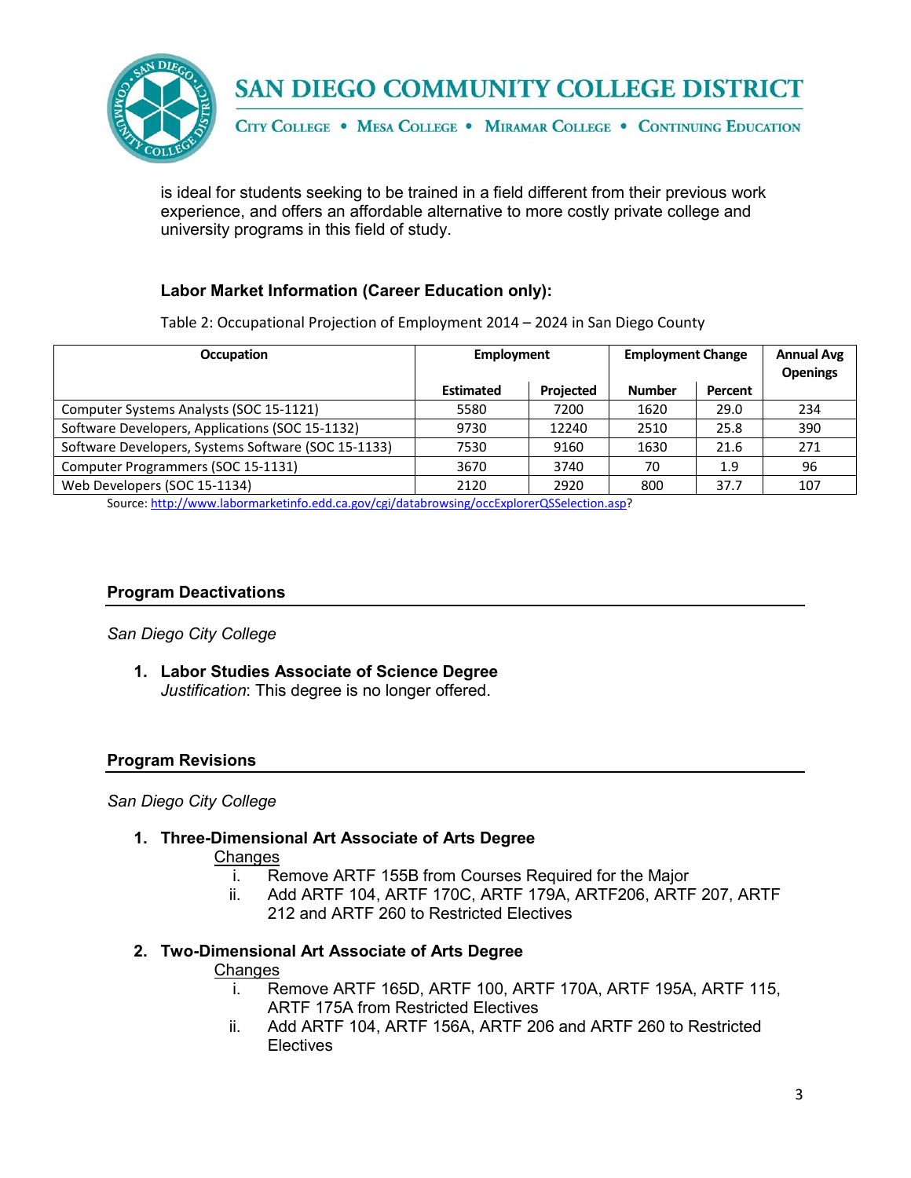is ideal for students seeking to be trained in a field different from their previous work experience, and offers an affordable alternative to more costly private college and university programs in this field of study.

**Labor Market Information (Career Education only):**

Table 2: Occupational Projection of Employment 2014 – 2024 in San Diego County

| Occupation | Employment | | Employment Change | | Annual Avg Openings |
|---|---|---|---|---|---|
| | Estimated | Projected | Number | Percent | |
| Computer Systems Analysts (SOC 15-1121) | 5580 | 7200 | 1620 | 29.0 | 234 |
| Software Developers, Applications (SOC 15-1132) | 9730 | 12240 | 2510 | 25.8 | 390 |
| Software Developers, Systems Software (SOC 15-1133) | 7530 | 9160 | 1630 | 21.6 | 271 |
| Computer Programmers (SOC 15-1131) | 3670 | 3740 | 70 | 1.9 | 96 |
| Web Developers (SOC 15-1134) | 2120 | 2920 | 800 | 37.7 | 107 |

Source: http://www.labormarketinfo.edd.ca.gov/cgi/databrowsing/occExplorerQSSelection.asp?

## Program Deactivations

*San Diego City College*

1. **Labor Studies Associate of Science Degree**
   *Justification*: This degree is no longer offered.

## Program Revisions

*San Diego City College*

1. **Three-Dimensional Art Associate of Arts Degree**
   Changes
   i. Remove ARTF 155B from Courses Required for the Major
   ii. Add ARTF 104, ARTF 170C, ARTF 179A, ARTF206, ARTF 207, ARTF 212 and ARTF 260 to Restricted Electives

2. **Two-Dimensional Art Associate of Arts Degree**
   Changes
   i. Remove ARTF 165D, ARTF 100, ARTF 170A, ARTF 195A, ARTF 115, ARTF 175A from Restricted Electives
   ii. Add ARTF 104, ARTF 156A, ARTF 206 and ARTF 260 to Restricted Electives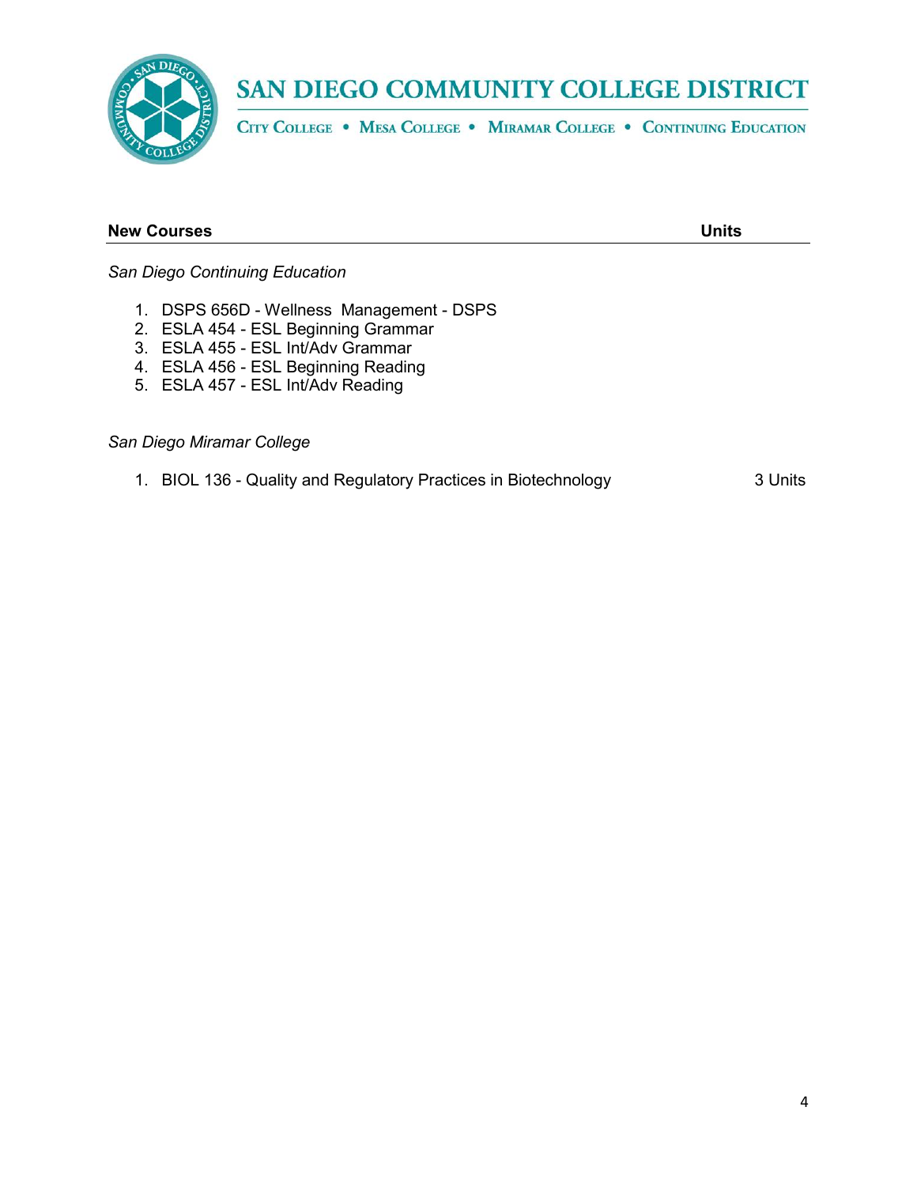| New Courses | Units |
|---|---|

*San Diego Continuing Education*

1. DSPS 656D - Wellness Management - DSPS
2. ESLA 454 - ESL Beginning Grammar
3. ESLA 455 - ESL Int/Adv Grammar
4. ESLA 456 - ESL Beginning Reading
5. ESLA 457 - ESL Int/Adv Reading

*San Diego Miramar College*

1. BIOL 136 - Quality and Regulatory Practices in Biotechnology — 3 Units